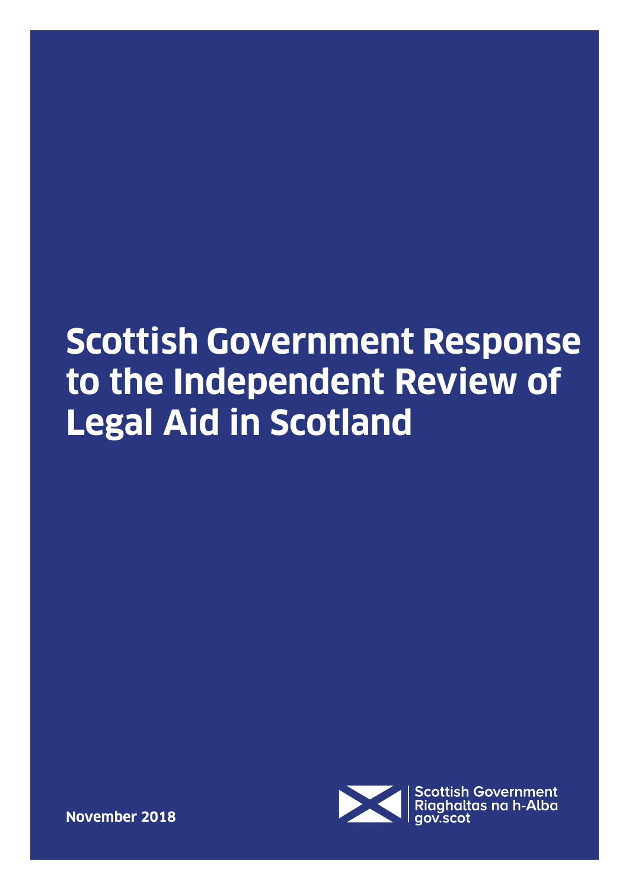# Scottish Government Response to the Independent Review of Legal Aid in Scotland

**November 2018**

Scottish Government
Riaghaltas na h-Alba
gov.scot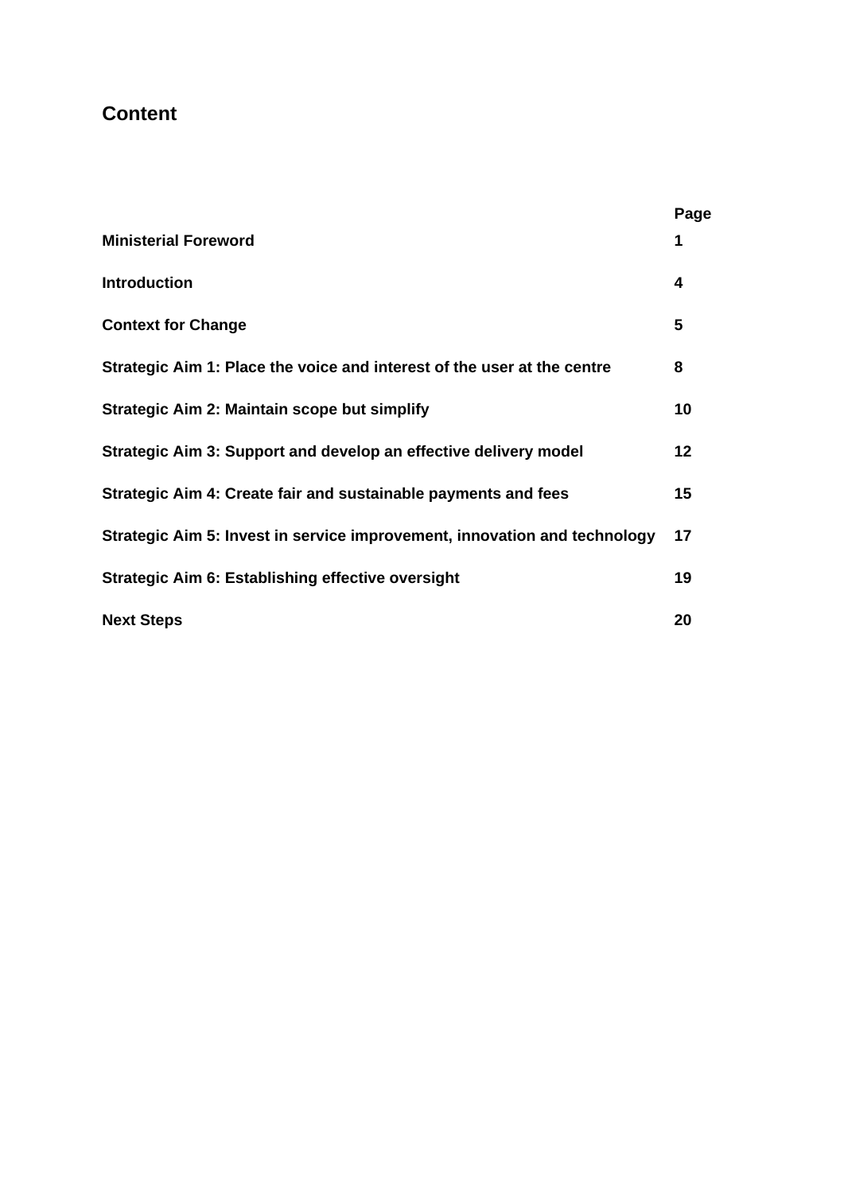## Content

| | Page |
|---|---|
| **Ministerial Foreword** | **1** |
| **Introduction** | **4** |
| **Context for Change** | **5** |
| **Strategic Aim 1: Place the voice and interest of the user at the centre** | **8** |
| **Strategic Aim 2: Maintain scope but simplify** | **10** |
| **Strategic Aim 3: Support and develop an effective delivery model** | **12** |
| **Strategic Aim 4: Create fair and sustainable payments and fees** | **15** |
| **Strategic Aim 5: Invest in service improvement, innovation and technology** | **17** |
| **Strategic Aim 6: Establishing effective oversight** | **19** |
| **Next Steps** | **20** |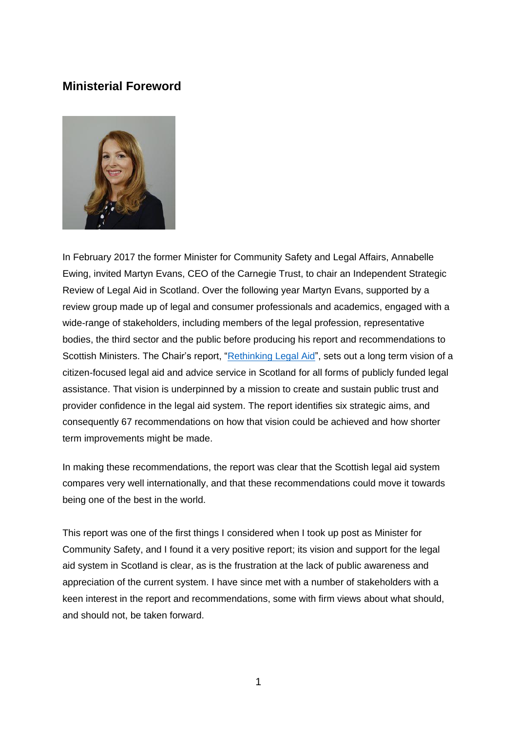## Ministerial Foreword

In February 2017 the former Minister for Community Safety and Legal Affairs, Annabelle Ewing, invited Martyn Evans, CEO of the Carnegie Trust, to chair an Independent Strategic Review of Legal Aid in Scotland. Over the following year Martyn Evans, supported by a review group made up of legal and consumer professionals and academics, engaged with a wide-range of stakeholders, including members of the legal profession, representative bodies, the third sector and the public before producing his report and recommendations to Scottish Ministers. The Chair's report, "Rethinking Legal Aid", sets out a long term vision of a citizen-focused legal aid and advice service in Scotland for all forms of publicly funded legal assistance. That vision is underpinned by a mission to create and sustain public trust and provider confidence in the legal aid system. The report identifies six strategic aims, and consequently 67 recommendations on how that vision could be achieved and how shorter term improvements might be made.

In making these recommendations, the report was clear that the Scottish legal aid system compares very well internationally, and that these recommendations could move it towards being one of the best in the world.

This report was one of the first things I considered when I took up post as Minister for Community Safety, and I found it a very positive report; its vision and support for the legal aid system in Scotland is clear, as is the frustration at the lack of public awareness and appreciation of the current system. I have since met with a number of stakeholders with a keen interest in the report and recommendations, some with firm views about what should, and should not, be taken forward.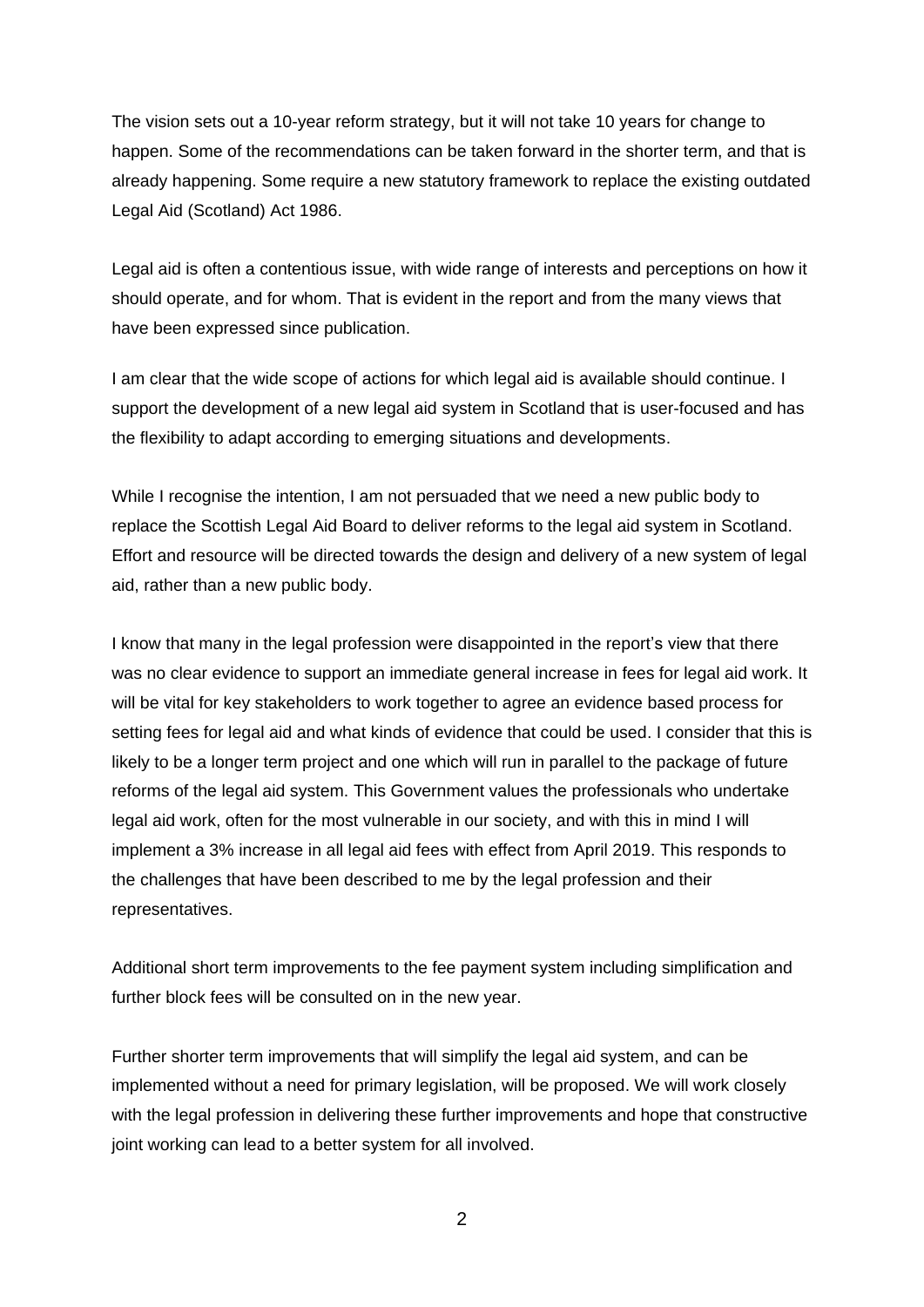The vision sets out a 10-year reform strategy, but it will not take 10 years for change to happen. Some of the recommendations can be taken forward in the shorter term, and that is already happening. Some require a new statutory framework to replace the existing outdated Legal Aid (Scotland) Act 1986.

Legal aid is often a contentious issue, with wide range of interests and perceptions on how it should operate, and for whom. That is evident in the report and from the many views that have been expressed since publication.

I am clear that the wide scope of actions for which legal aid is available should continue. I support the development of a new legal aid system in Scotland that is user-focused and has the flexibility to adapt according to emerging situations and developments.

While I recognise the intention, I am not persuaded that we need a new public body to replace the Scottish Legal Aid Board to deliver reforms to the legal aid system in Scotland. Effort and resource will be directed towards the design and delivery of a new system of legal aid, rather than a new public body.

I know that many in the legal profession were disappointed in the report's view that there was no clear evidence to support an immediate general increase in fees for legal aid work. It will be vital for key stakeholders to work together to agree an evidence based process for setting fees for legal aid and what kinds of evidence that could be used. I consider that this is likely to be a longer term project and one which will run in parallel to the package of future reforms of the legal aid system. This Government values the professionals who undertake legal aid work, often for the most vulnerable in our society, and with this in mind I will implement a 3% increase in all legal aid fees with effect from April 2019. This responds to the challenges that have been described to me by the legal profession and their representatives.

Additional short term improvements to the fee payment system including simplification and further block fees will be consulted on in the new year.

Further shorter term improvements that will simplify the legal aid system, and can be implemented without a need for primary legislation, will be proposed. We will work closely with the legal profession in delivering these further improvements and hope that constructive joint working can lead to a better system for all involved.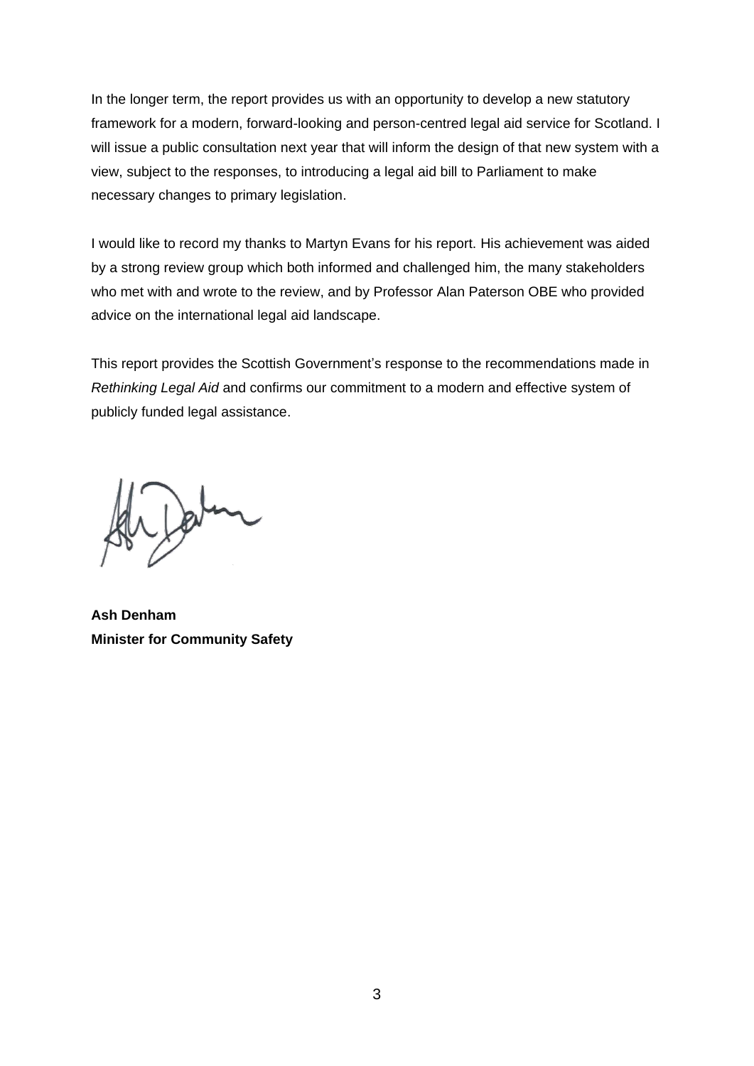In the longer term, the report provides us with an opportunity to develop a new statutory framework for a modern, forward-looking and person-centred legal aid service for Scotland. I will issue a public consultation next year that will inform the design of that new system with a view, subject to the responses, to introducing a legal aid bill to Parliament to make necessary changes to primary legislation.

I would like to record my thanks to Martyn Evans for his report. His achievement was aided by a strong review group which both informed and challenged him, the many stakeholders who met with and wrote to the review, and by Professor Alan Paterson OBE who provided advice on the international legal aid landscape.

This report provides the Scottish Government's response to the recommendations made in *Rethinking Legal Aid* and confirms our commitment to a modern and effective system of publicly funded legal assistance.

**Ash Denham**
**Minister for Community Safety**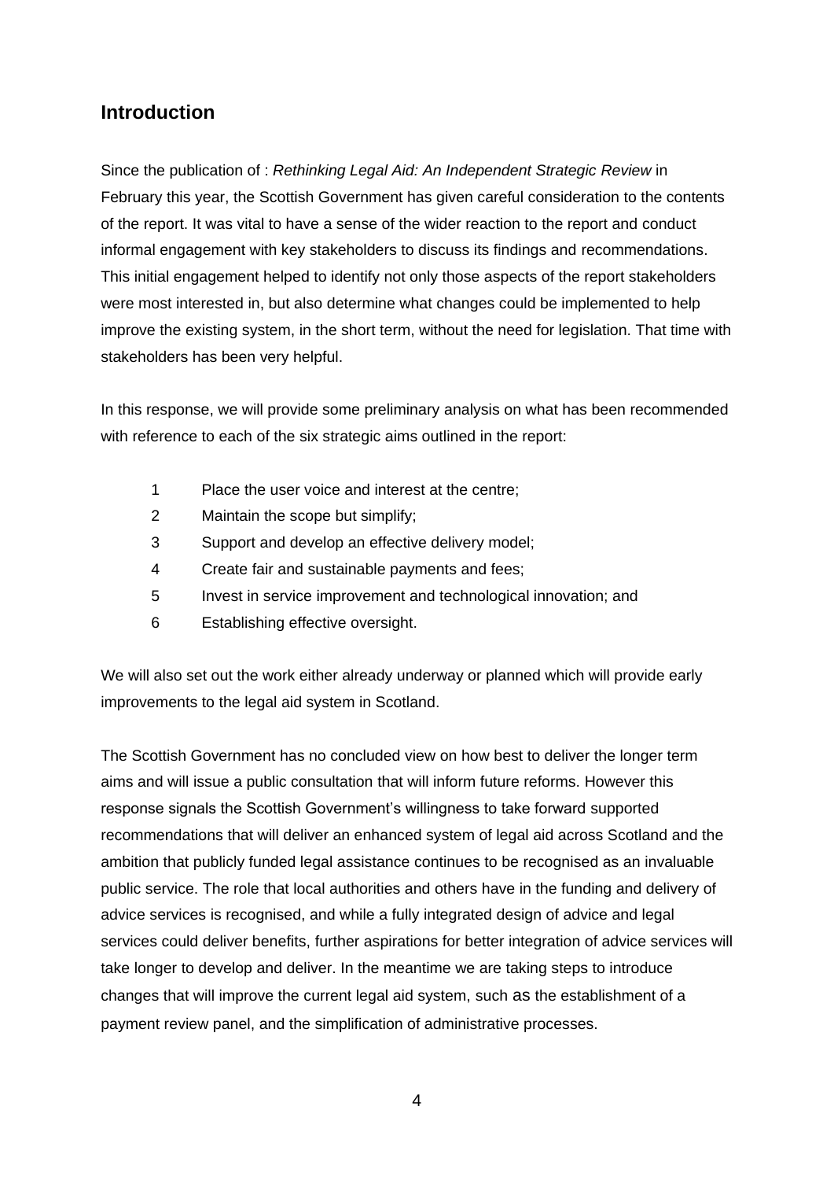## Introduction

Since the publication of : *Rethinking Legal Aid: An Independent Strategic Review* in February this year, the Scottish Government has given careful consideration to the contents of the report. It was vital to have a sense of the wider reaction to the report and conduct informal engagement with key stakeholders to discuss its findings and recommendations. This initial engagement helped to identify not only those aspects of the report stakeholders were most interested in, but also determine what changes could be implemented to help improve the existing system, in the short term, without the need for legislation. That time with stakeholders has been very helpful.

In this response, we will provide some preliminary analysis on what has been recommended with reference to each of the six strategic aims outlined in the report:

1. Place the user voice and interest at the centre;
2. Maintain the scope but simplify;
3. Support and develop an effective delivery model;
4. Create fair and sustainable payments and fees;
5. Invest in service improvement and technological innovation; and
6. Establishing effective oversight.

We will also set out the work either already underway or planned which will provide early improvements to the legal aid system in Scotland.

The Scottish Government has no concluded view on how best to deliver the longer term aims and will issue a public consultation that will inform future reforms. However this response signals the Scottish Government's willingness to take forward supported recommendations that will deliver an enhanced system of legal aid across Scotland and the ambition that publicly funded legal assistance continues to be recognised as an invaluable public service. The role that local authorities and others have in the funding and delivery of advice services is recognised, and while a fully integrated design of advice and legal services could deliver benefits, further aspirations for better integration of advice services will take longer to develop and deliver. In the meantime we are taking steps to introduce changes that will improve the current legal aid system, such as the establishment of a payment review panel, and the simplification of administrative processes.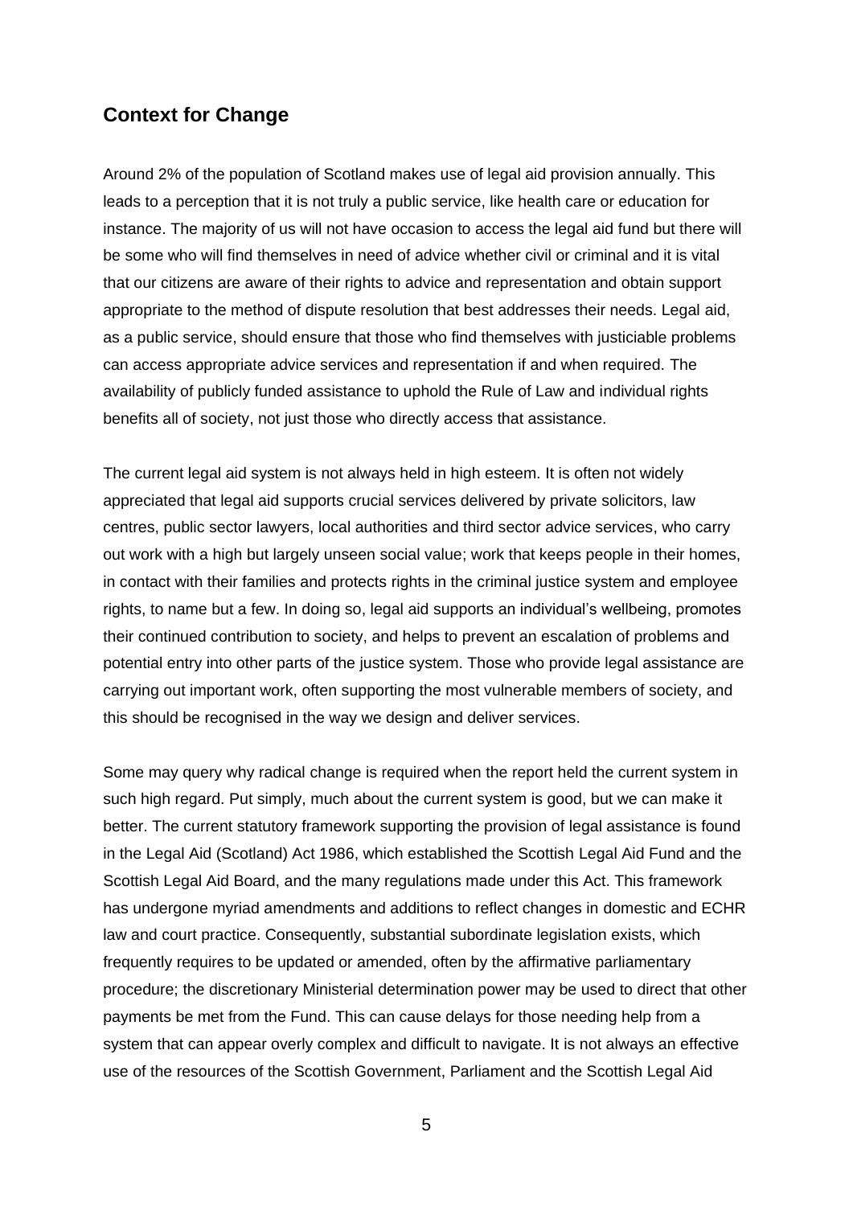## Context for Change

Around 2% of the population of Scotland makes use of legal aid provision annually. This leads to a perception that it is not truly a public service, like health care or education for instance. The majority of us will not have occasion to access the legal aid fund but there will be some who will find themselves in need of advice whether civil or criminal and it is vital that our citizens are aware of their rights to advice and representation and obtain support appropriate to the method of dispute resolution that best addresses their needs. Legal aid, as a public service, should ensure that those who find themselves with justiciable problems can access appropriate advice services and representation if and when required. The availability of publicly funded assistance to uphold the Rule of Law and individual rights benefits all of society, not just those who directly access that assistance.

The current legal aid system is not always held in high esteem. It is often not widely appreciated that legal aid supports crucial services delivered by private solicitors, law centres, public sector lawyers, local authorities and third sector advice services, who carry out work with a high but largely unseen social value; work that keeps people in their homes, in contact with their families and protects rights in the criminal justice system and employee rights, to name but a few. In doing so, legal aid supports an individual's wellbeing, promotes their continued contribution to society, and helps to prevent an escalation of problems and potential entry into other parts of the justice system. Those who provide legal assistance are carrying out important work, often supporting the most vulnerable members of society, and this should be recognised in the way we design and deliver services.

Some may query why radical change is required when the report held the current system in such high regard. Put simply, much about the current system is good, but we can make it better. The current statutory framework supporting the provision of legal assistance is found in the Legal Aid (Scotland) Act 1986, which established the Scottish Legal Aid Fund and the Scottish Legal Aid Board, and the many regulations made under this Act. This framework has undergone myriad amendments and additions to reflect changes in domestic and ECHR law and court practice. Consequently, substantial subordinate legislation exists, which frequently requires to be updated or amended, often by the affirmative parliamentary procedure; the discretionary Ministerial determination power may be used to direct that other payments be met from the Fund. This can cause delays for those needing help from a system that can appear overly complex and difficult to navigate. It is not always an effective use of the resources of the Scottish Government, Parliament and the Scottish Legal Aid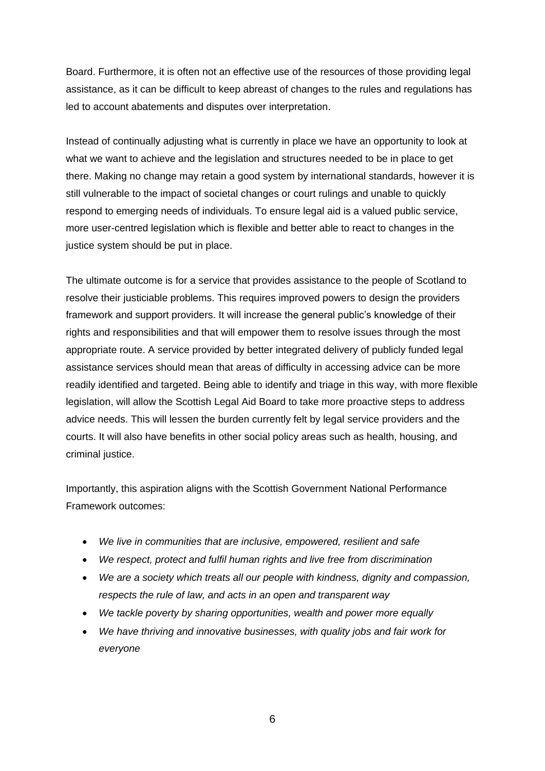Board. Furthermore, it is often not an effective use of the resources of those providing legal assistance, as it can be difficult to keep abreast of changes to the rules and regulations has led to account abatements and disputes over interpretation.

Instead of continually adjusting what is currently in place we have an opportunity to look at what we want to achieve and the legislation and structures needed to be in place to get there. Making no change may retain a good system by international standards, however it is still vulnerable to the impact of societal changes or court rulings and unable to quickly respond to emerging needs of individuals. To ensure legal aid is a valued public service, more user-centred legislation which is flexible and better able to react to changes in the justice system should be put in place.

The ultimate outcome is for a service that provides assistance to the people of Scotland to resolve their justiciable problems. This requires improved powers to design the providers framework and support providers. It will increase the general public's knowledge of their rights and responsibilities and that will empower them to resolve issues through the most appropriate route. A service provided by better integrated delivery of publicly funded legal assistance services should mean that areas of difficulty in accessing advice can be more readily identified and targeted. Being able to identify and triage in this way, with more flexible legislation, will allow the Scottish Legal Aid Board to take more proactive steps to address advice needs. This will lessen the burden currently felt by legal service providers and the courts. It will also have benefits in other social policy areas such as health, housing, and criminal justice.

Importantly, this aspiration aligns with the Scottish Government National Performance Framework outcomes:

- *We live in communities that are inclusive, empowered, resilient and safe*
- *We respect, protect and fulfil human rights and live free from discrimination*
- *We are a society which treats all our people with kindness, dignity and compassion, respects the rule of law, and acts in an open and transparent way*
- *We tackle poverty by sharing opportunities, wealth and power more equally*
- *We have thriving and innovative businesses, with quality jobs and fair work for everyone*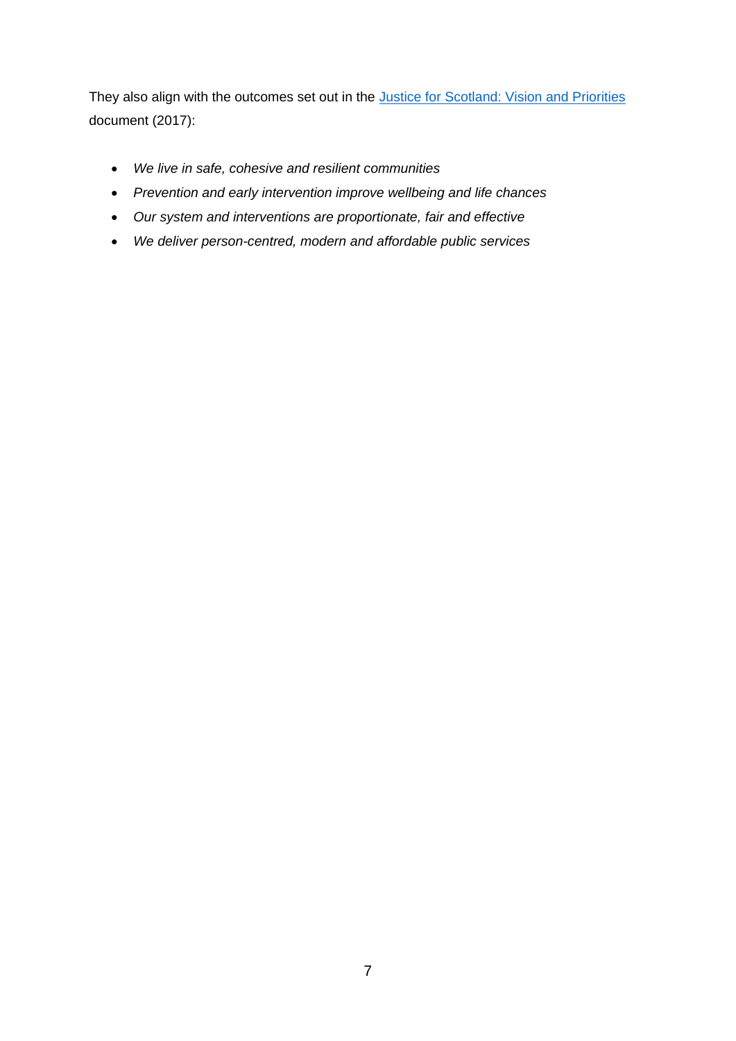They also align with the outcomes set out in the [Justice for Scotland: Vision and Priorities]() document (2017):

- *We live in safe, cohesive and resilient communities*
- *Prevention and early intervention improve wellbeing and life chances*
- *Our system and interventions are proportionate, fair and effective*
- *We deliver person-centred, modern and affordable public services*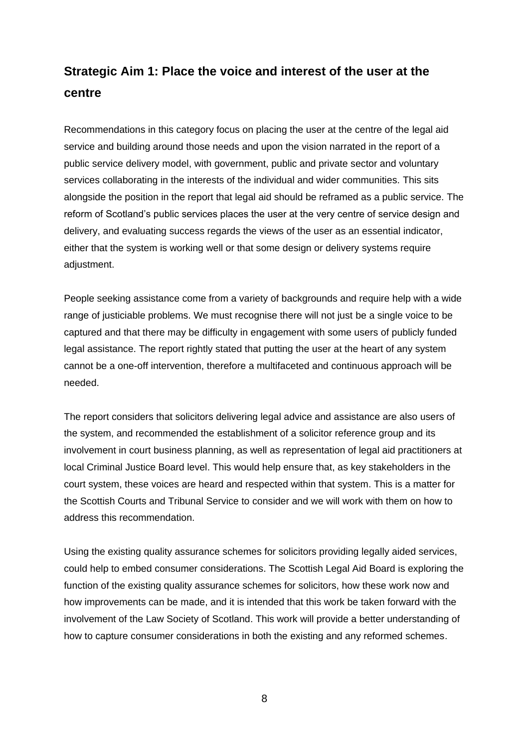## Strategic Aim 1: Place the voice and interest of the user at the centre

Recommendations in this category focus on placing the user at the centre of the legal aid service and building around those needs and upon the vision narrated in the report of a public service delivery model, with government, public and private sector and voluntary services collaborating in the interests of the individual and wider communities. This sits alongside the position in the report that legal aid should be reframed as a public service. The reform of Scotland's public services places the user at the very centre of service design and delivery, and evaluating success regards the views of the user as an essential indicator, either that the system is working well or that some design or delivery systems require adjustment.

People seeking assistance come from a variety of backgrounds and require help with a wide range of justiciable problems. We must recognise there will not just be a single voice to be captured and that there may be difficulty in engagement with some users of publicly funded legal assistance. The report rightly stated that putting the user at the heart of any system cannot be a one-off intervention, therefore a multifaceted and continuous approach will be needed.

The report considers that solicitors delivering legal advice and assistance are also users of the system, and recommended the establishment of a solicitor reference group and its involvement in court business planning, as well as representation of legal aid practitioners at local Criminal Justice Board level. This would help ensure that, as key stakeholders in the court system, these voices are heard and respected within that system. This is a matter for the Scottish Courts and Tribunal Service to consider and we will work with them on how to address this recommendation.

Using the existing quality assurance schemes for solicitors providing legally aided services, could help to embed consumer considerations. The Scottish Legal Aid Board is exploring the function of the existing quality assurance schemes for solicitors, how these work now and how improvements can be made, and it is intended that this work be taken forward with the involvement of the Law Society of Scotland. This work will provide a better understanding of how to capture consumer considerations in both the existing and any reformed schemes.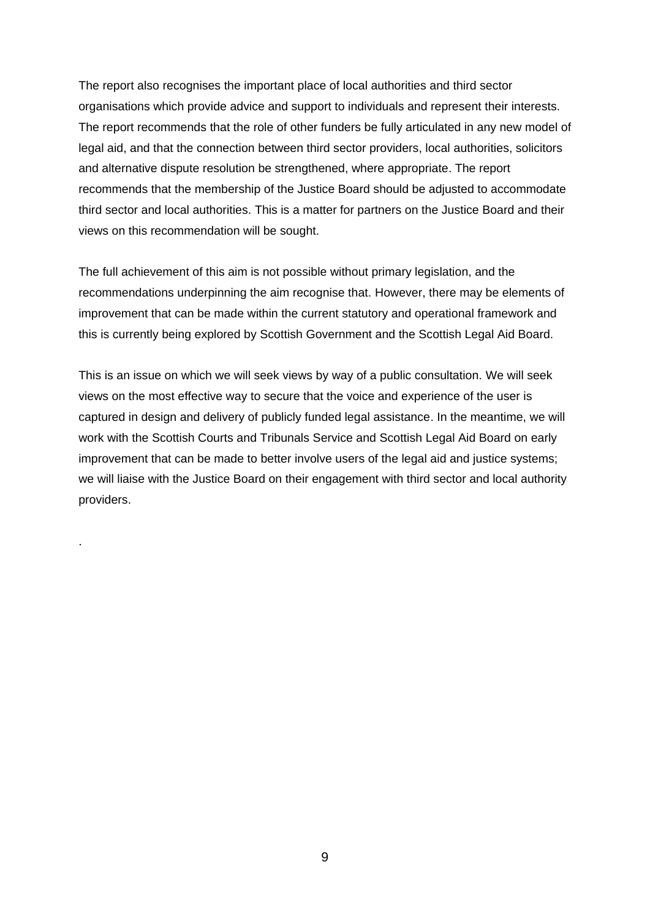The report also recognises the important place of local authorities and third sector organisations which provide advice and support to individuals and represent their interests. The report recommends that the role of other funders be fully articulated in any new model of legal aid, and that the connection between third sector providers, local authorities, solicitors and alternative dispute resolution be strengthened, where appropriate. The report recommends that the membership of the Justice Board should be adjusted to accommodate third sector and local authorities. This is a matter for partners on the Justice Board and their views on this recommendation will be sought.

The full achievement of this aim is not possible without primary legislation, and the recommendations underpinning the aim recognise that. However, there may be elements of improvement that can be made within the current statutory and operational framework and this is currently being explored by Scottish Government and the Scottish Legal Aid Board.

This is an issue on which we will seek views by way of a public consultation. We will seek views on the most effective way to secure that the voice and experience of the user is captured in design and delivery of publicly funded legal assistance. In the meantime, we will work with the Scottish Courts and Tribunals Service and Scottish Legal Aid Board on early improvement that can be made to better involve users of the legal aid and justice systems; we will liaise with the Justice Board on their engagement with third sector and local authority providers.

.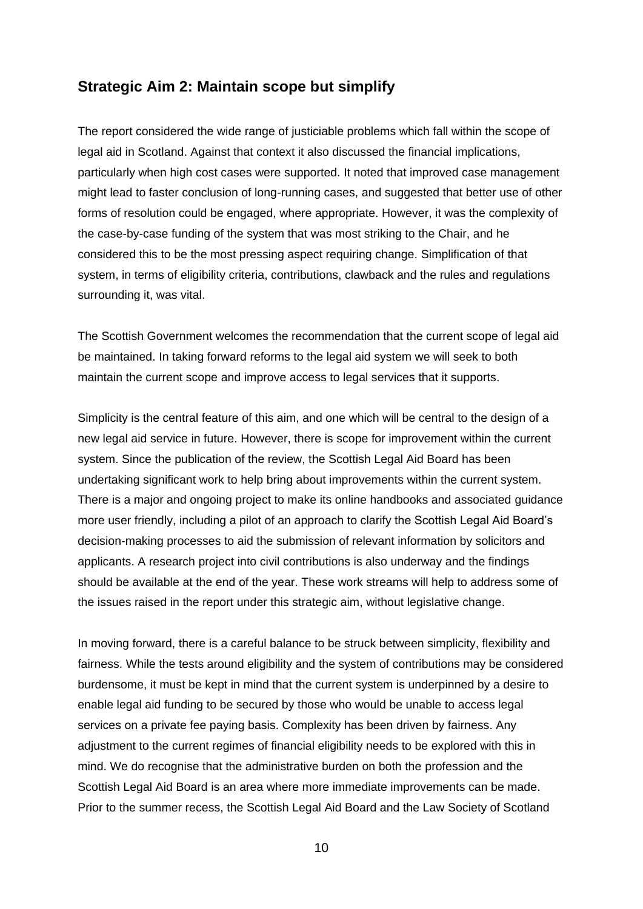## Strategic Aim 2: Maintain scope but simplify

The report considered the wide range of justiciable problems which fall within the scope of legal aid in Scotland. Against that context it also discussed the financial implications, particularly when high cost cases were supported. It noted that improved case management might lead to faster conclusion of long-running cases, and suggested that better use of other forms of resolution could be engaged, where appropriate. However, it was the complexity of the case-by-case funding of the system that was most striking to the Chair, and he considered this to be the most pressing aspect requiring change. Simplification of that system, in terms of eligibility criteria, contributions, clawback and the rules and regulations surrounding it, was vital.

The Scottish Government welcomes the recommendation that the current scope of legal aid be maintained. In taking forward reforms to the legal aid system we will seek to both maintain the current scope and improve access to legal services that it supports.

Simplicity is the central feature of this aim, and one which will be central to the design of a new legal aid service in future. However, there is scope for improvement within the current system. Since the publication of the review, the Scottish Legal Aid Board has been undertaking significant work to help bring about improvements within the current system. There is a major and ongoing project to make its online handbooks and associated guidance more user friendly, including a pilot of an approach to clarify the Scottish Legal Aid Board's decision-making processes to aid the submission of relevant information by solicitors and applicants. A research project into civil contributions is also underway and the findings should be available at the end of the year. These work streams will help to address some of the issues raised in the report under this strategic aim, without legislative change.

In moving forward, there is a careful balance to be struck between simplicity, flexibility and fairness. While the tests around eligibility and the system of contributions may be considered burdensome, it must be kept in mind that the current system is underpinned by a desire to enable legal aid funding to be secured by those who would be unable to access legal services on a private fee paying basis. Complexity has been driven by fairness. Any adjustment to the current regimes of financial eligibility needs to be explored with this in mind. We do recognise that the administrative burden on both the profession and the Scottish Legal Aid Board is an area where more immediate improvements can be made. Prior to the summer recess, the Scottish Legal Aid Board and the Law Society of Scotland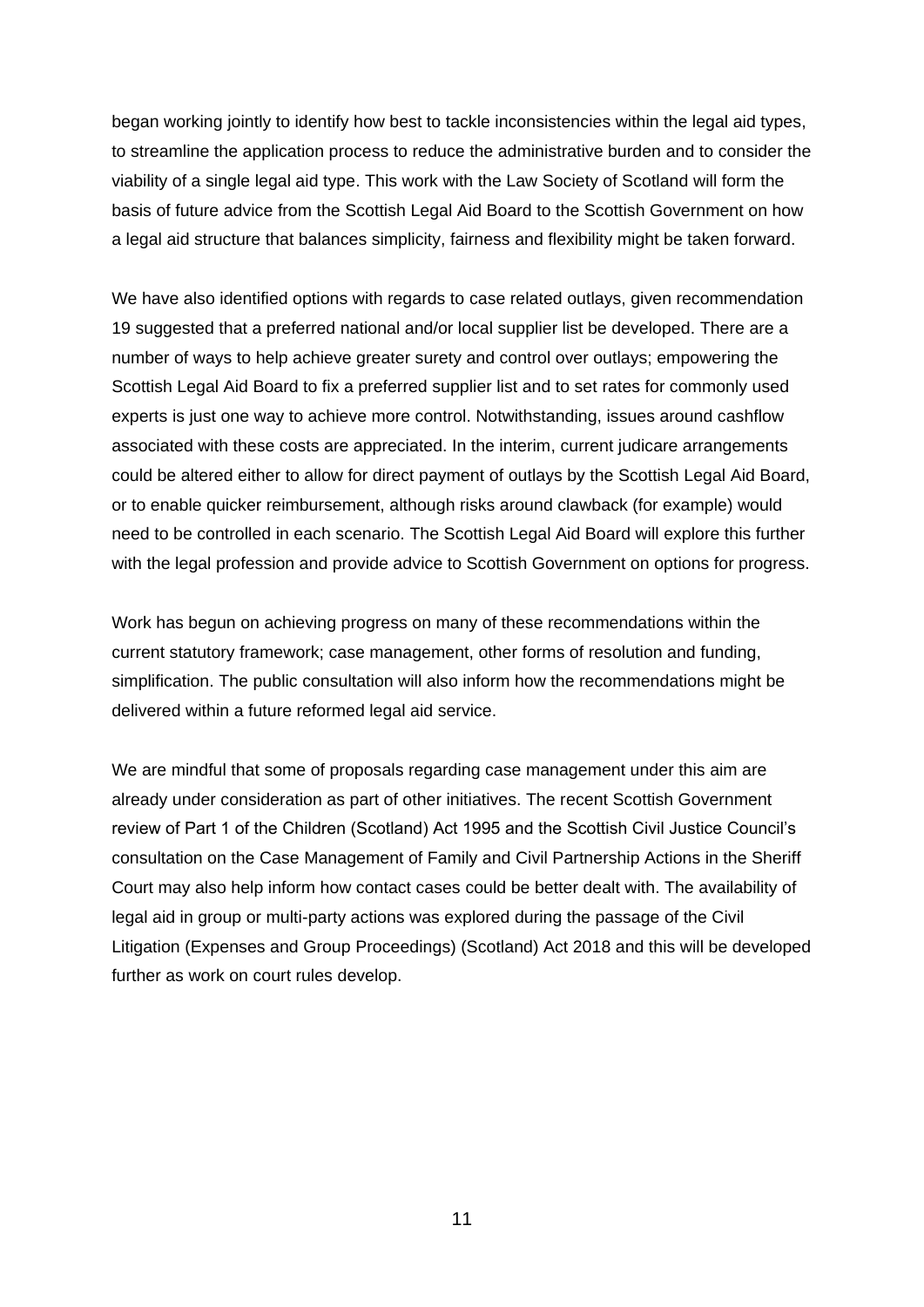began working jointly to identify how best to tackle inconsistencies within the legal aid types, to streamline the application process to reduce the administrative burden and to consider the viability of a single legal aid type. This work with the Law Society of Scotland will form the basis of future advice from the Scottish Legal Aid Board to the Scottish Government on how a legal aid structure that balances simplicity, fairness and flexibility might be taken forward.

We have also identified options with regards to case related outlays, given recommendation 19 suggested that a preferred national and/or local supplier list be developed. There are a number of ways to help achieve greater surety and control over outlays; empowering the Scottish Legal Aid Board to fix a preferred supplier list and to set rates for commonly used experts is just one way to achieve more control. Notwithstanding, issues around cashflow associated with these costs are appreciated. In the interim, current judicare arrangements could be altered either to allow for direct payment of outlays by the Scottish Legal Aid Board, or to enable quicker reimbursement, although risks around clawback (for example) would need to be controlled in each scenario. The Scottish Legal Aid Board will explore this further with the legal profession and provide advice to Scottish Government on options for progress.

Work has begun on achieving progress on many of these recommendations within the current statutory framework; case management, other forms of resolution and funding, simplification. The public consultation will also inform how the recommendations might be delivered within a future reformed legal aid service.

We are mindful that some of proposals regarding case management under this aim are already under consideration as part of other initiatives. The recent Scottish Government review of Part 1 of the Children (Scotland) Act 1995 and the Scottish Civil Justice Council's consultation on the Case Management of Family and Civil Partnership Actions in the Sheriff Court may also help inform how contact cases could be better dealt with. The availability of legal aid in group or multi-party actions was explored during the passage of the Civil Litigation (Expenses and Group Proceedings) (Scotland) Act 2018 and this will be developed further as work on court rules develop.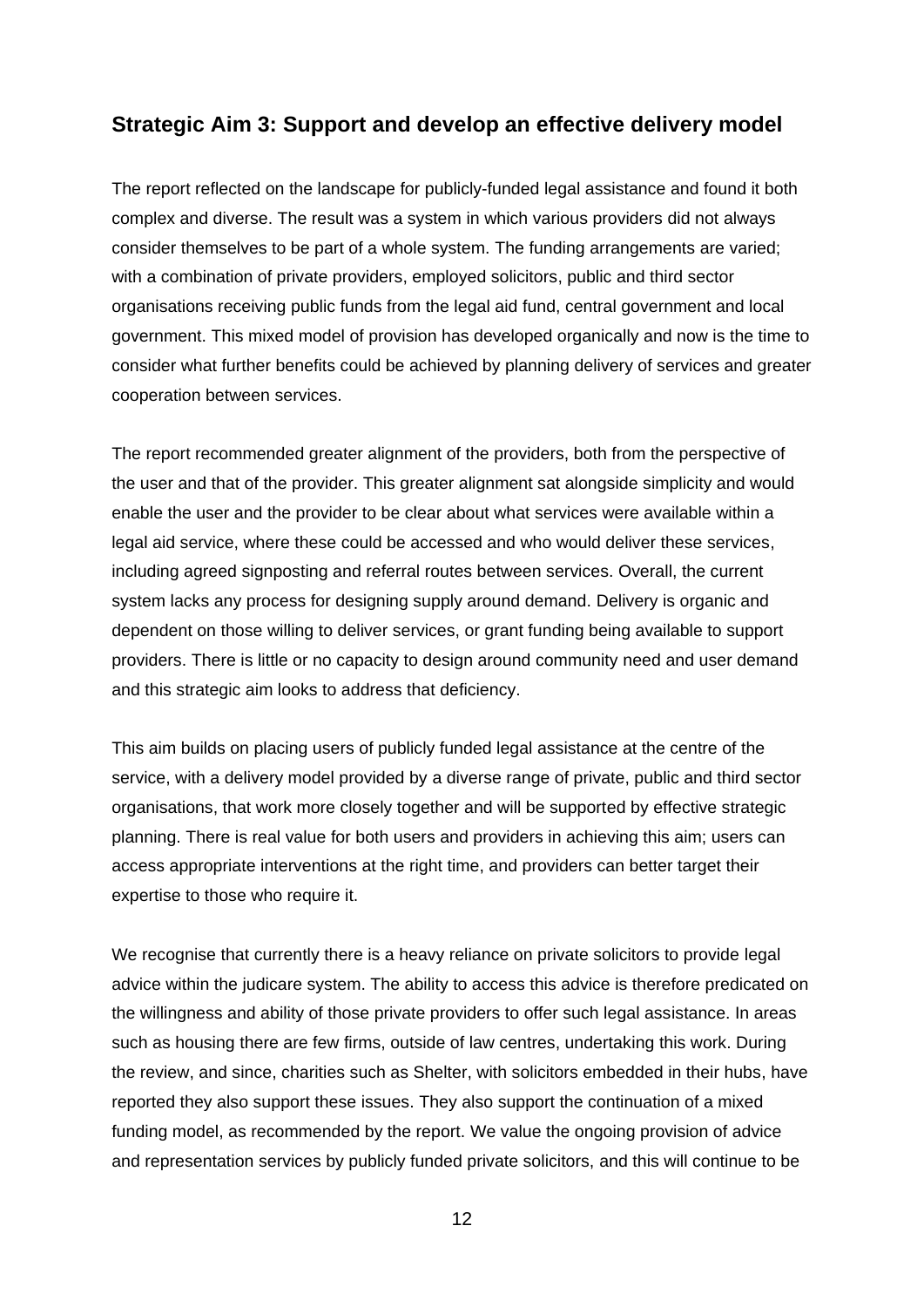## Strategic Aim 3: Support and develop an effective delivery model

The report reflected on the landscape for publicly-funded legal assistance and found it both complex and diverse. The result was a system in which various providers did not always consider themselves to be part of a whole system. The funding arrangements are varied; with a combination of private providers, employed solicitors, public and third sector organisations receiving public funds from the legal aid fund, central government and local government. This mixed model of provision has developed organically and now is the time to consider what further benefits could be achieved by planning delivery of services and greater cooperation between services.

The report recommended greater alignment of the providers, both from the perspective of the user and that of the provider. This greater alignment sat alongside simplicity and would enable the user and the provider to be clear about what services were available within a legal aid service, where these could be accessed and who would deliver these services, including agreed signposting and referral routes between services. Overall, the current system lacks any process for designing supply around demand. Delivery is organic and dependent on those willing to deliver services, or grant funding being available to support providers. There is little or no capacity to design around community need and user demand and this strategic aim looks to address that deficiency.

This aim builds on placing users of publicly funded legal assistance at the centre of the service, with a delivery model provided by a diverse range of private, public and third sector organisations, that work more closely together and will be supported by effective strategic planning. There is real value for both users and providers in achieving this aim; users can access appropriate interventions at the right time, and providers can better target their expertise to those who require it.

We recognise that currently there is a heavy reliance on private solicitors to provide legal advice within the judicare system. The ability to access this advice is therefore predicated on the willingness and ability of those private providers to offer such legal assistance. In areas such as housing there are few firms, outside of law centres, undertaking this work. During the review, and since, charities such as Shelter, with solicitors embedded in their hubs, have reported they also support these issues. They also support the continuation of a mixed funding model, as recommended by the report. We value the ongoing provision of advice and representation services by publicly funded private solicitors, and this will continue to be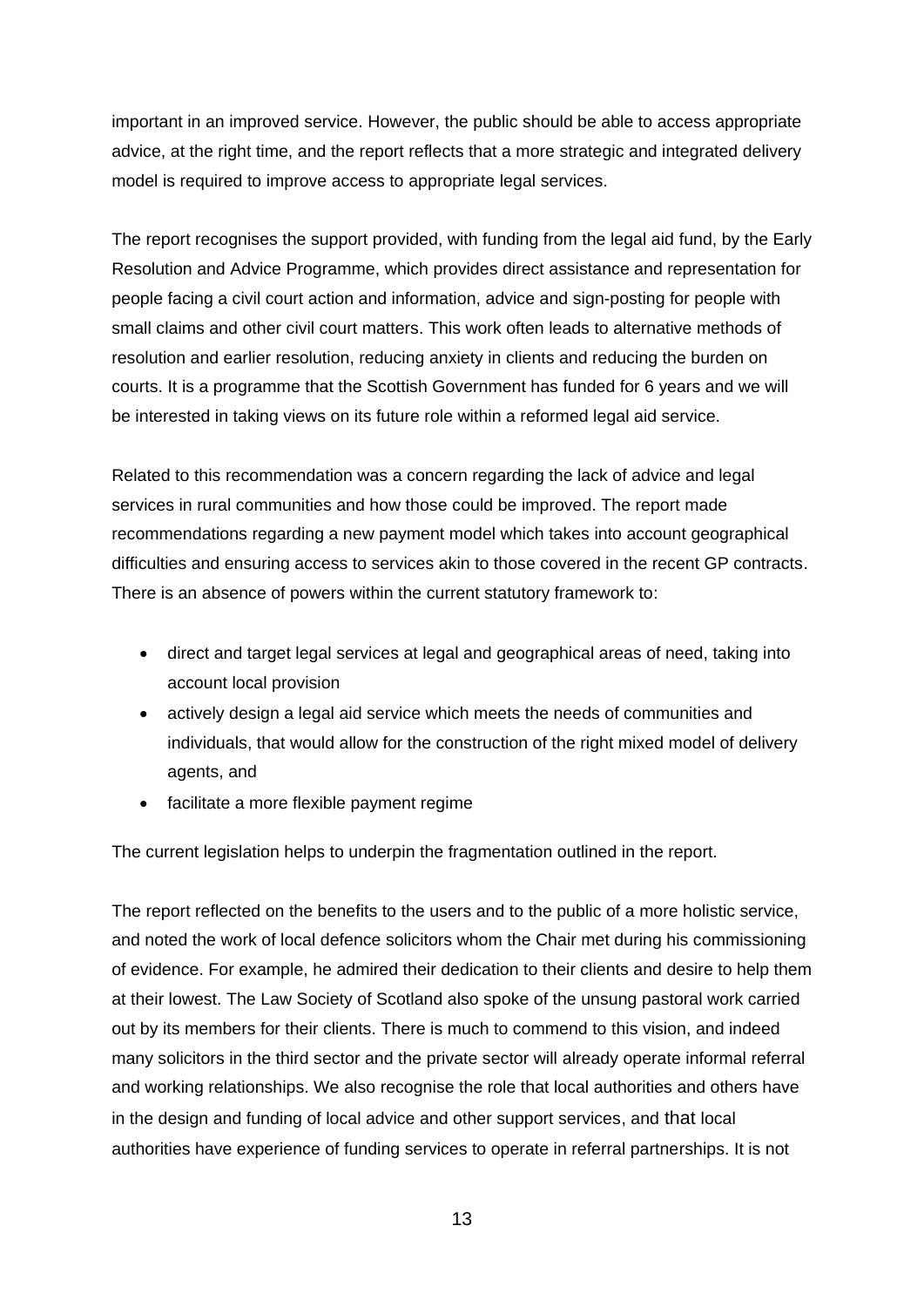important in an improved service. However, the public should be able to access appropriate advice, at the right time, and the report reflects that a more strategic and integrated delivery model is required to improve access to appropriate legal services.

The report recognises the support provided, with funding from the legal aid fund, by the Early Resolution and Advice Programme, which provides direct assistance and representation for people facing a civil court action and information, advice and sign-posting for people with small claims and other civil court matters. This work often leads to alternative methods of resolution and earlier resolution, reducing anxiety in clients and reducing the burden on courts. It is a programme that the Scottish Government has funded for 6 years and we will be interested in taking views on its future role within a reformed legal aid service.

Related to this recommendation was a concern regarding the lack of advice and legal services in rural communities and how those could be improved. The report made recommendations regarding a new payment model which takes into account geographical difficulties and ensuring access to services akin to those covered in the recent GP contracts. There is an absence of powers within the current statutory framework to:

- direct and target legal services at legal and geographical areas of need, taking into account local provision
- actively design a legal aid service which meets the needs of communities and individuals, that would allow for the construction of the right mixed model of delivery agents, and
- facilitate a more flexible payment regime

The current legislation helps to underpin the fragmentation outlined in the report.

The report reflected on the benefits to the users and to the public of a more holistic service, and noted the work of local defence solicitors whom the Chair met during his commissioning of evidence. For example, he admired their dedication to their clients and desire to help them at their lowest. The Law Society of Scotland also spoke of the unsung pastoral work carried out by its members for their clients. There is much to commend to this vision, and indeed many solicitors in the third sector and the private sector will already operate informal referral and working relationships. We also recognise the role that local authorities and others have in the design and funding of local advice and other support services, and that local authorities have experience of funding services to operate in referral partnerships. It is not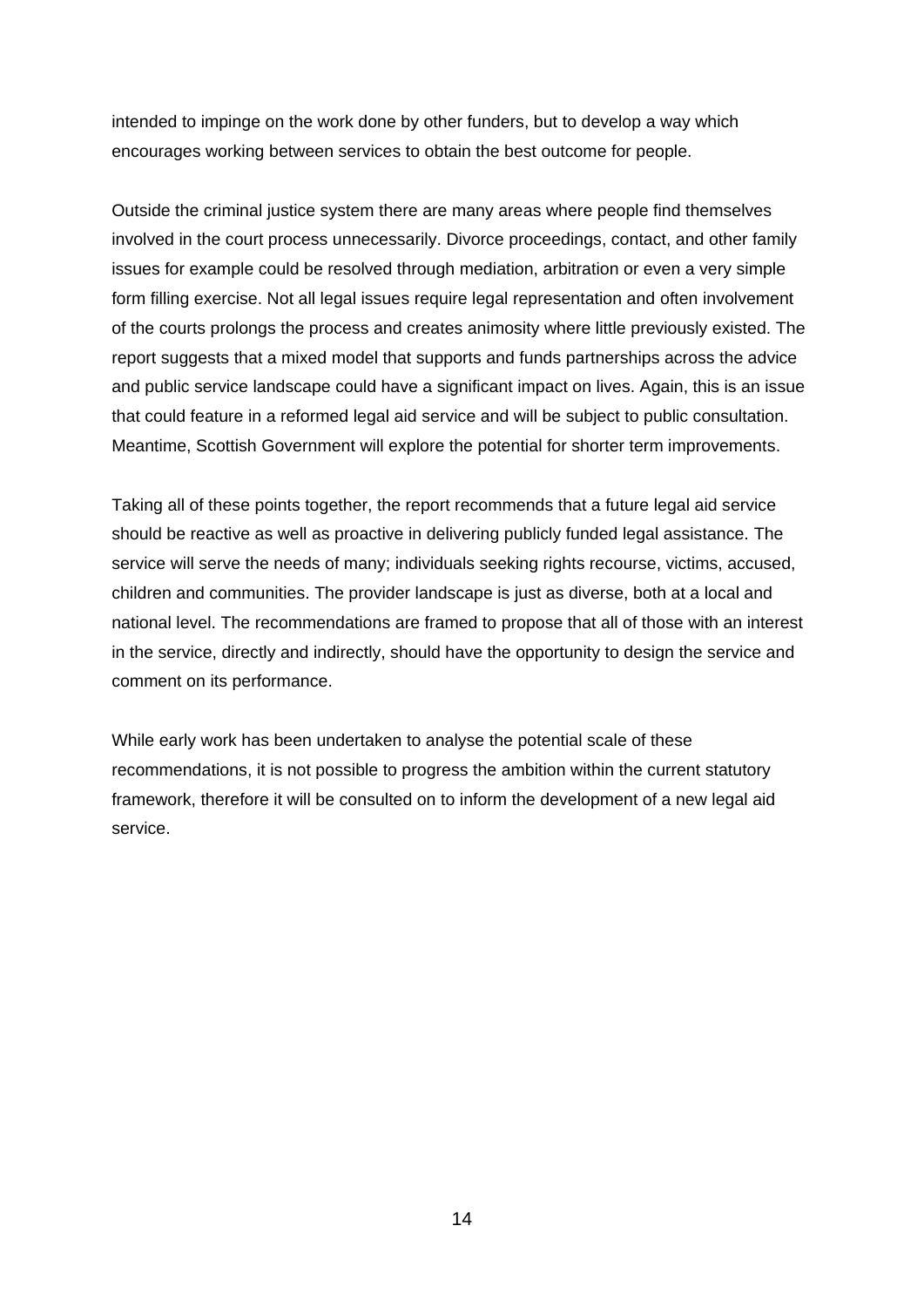intended to impinge on the work done by other funders, but to develop a way which encourages working between services to obtain the best outcome for people.

Outside the criminal justice system there are many areas where people find themselves involved in the court process unnecessarily. Divorce proceedings, contact, and other family issues for example could be resolved through mediation, arbitration or even a very simple form filling exercise. Not all legal issues require legal representation and often involvement of the courts prolongs the process and creates animosity where little previously existed. The report suggests that a mixed model that supports and funds partnerships across the advice and public service landscape could have a significant impact on lives. Again, this is an issue that could feature in a reformed legal aid service and will be subject to public consultation. Meantime, Scottish Government will explore the potential for shorter term improvements.

Taking all of these points together, the report recommends that a future legal aid service should be reactive as well as proactive in delivering publicly funded legal assistance. The service will serve the needs of many; individuals seeking rights recourse, victims, accused, children and communities. The provider landscape is just as diverse, both at a local and national level. The recommendations are framed to propose that all of those with an interest in the service, directly and indirectly, should have the opportunity to design the service and comment on its performance.

While early work has been undertaken to analyse the potential scale of these recommendations, it is not possible to progress the ambition within the current statutory framework, therefore it will be consulted on to inform the development of a new legal aid service.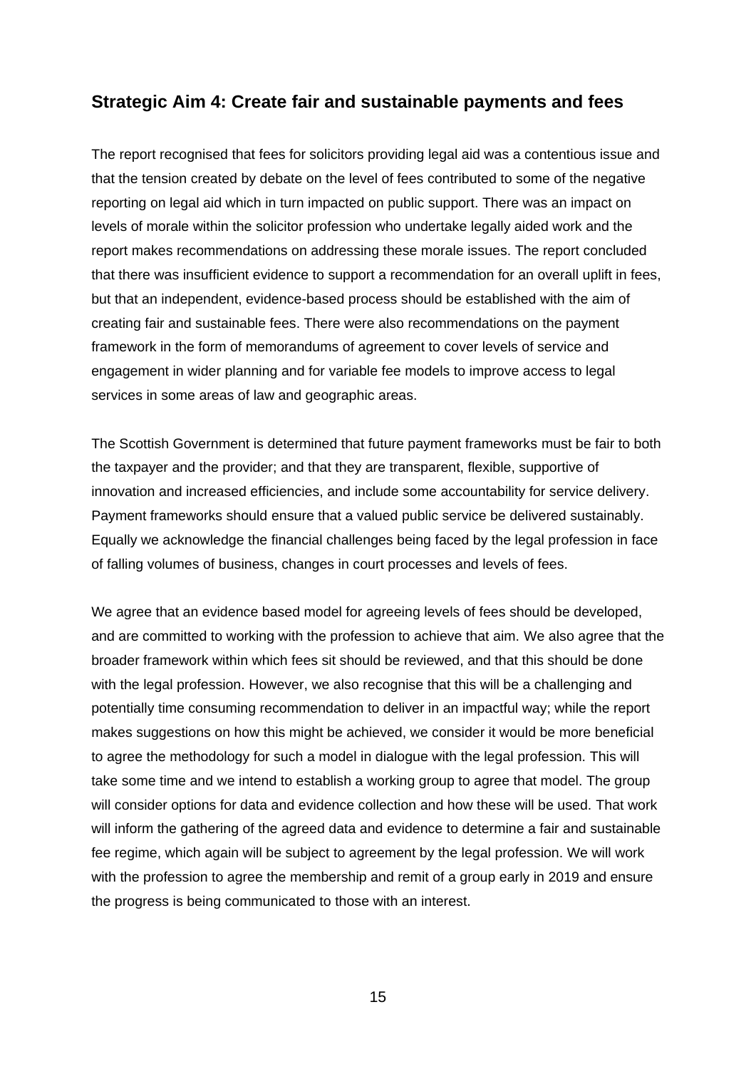## Strategic Aim 4: Create fair and sustainable payments and fees

The report recognised that fees for solicitors providing legal aid was a contentious issue and that the tension created by debate on the level of fees contributed to some of the negative reporting on legal aid which in turn impacted on public support. There was an impact on levels of morale within the solicitor profession who undertake legally aided work and the report makes recommendations on addressing these morale issues. The report concluded that there was insufficient evidence to support a recommendation for an overall uplift in fees, but that an independent, evidence-based process should be established with the aim of creating fair and sustainable fees. There were also recommendations on the payment framework in the form of memorandums of agreement to cover levels of service and engagement in wider planning and for variable fee models to improve access to legal services in some areas of law and geographic areas.

The Scottish Government is determined that future payment frameworks must be fair to both the taxpayer and the provider; and that they are transparent, flexible, supportive of innovation and increased efficiencies, and include some accountability for service delivery. Payment frameworks should ensure that a valued public service be delivered sustainably. Equally we acknowledge the financial challenges being faced by the legal profession in face of falling volumes of business, changes in court processes and levels of fees.

We agree that an evidence based model for agreeing levels of fees should be developed, and are committed to working with the profession to achieve that aim. We also agree that the broader framework within which fees sit should be reviewed, and that this should be done with the legal profession. However, we also recognise that this will be a challenging and potentially time consuming recommendation to deliver in an impactful way; while the report makes suggestions on how this might be achieved, we consider it would be more beneficial to agree the methodology for such a model in dialogue with the legal profession. This will take some time and we intend to establish a working group to agree that model. The group will consider options for data and evidence collection and how these will be used. That work will inform the gathering of the agreed data and evidence to determine a fair and sustainable fee regime, which again will be subject to agreement by the legal profession. We will work with the profession to agree the membership and remit of a group early in 2019 and ensure the progress is being communicated to those with an interest.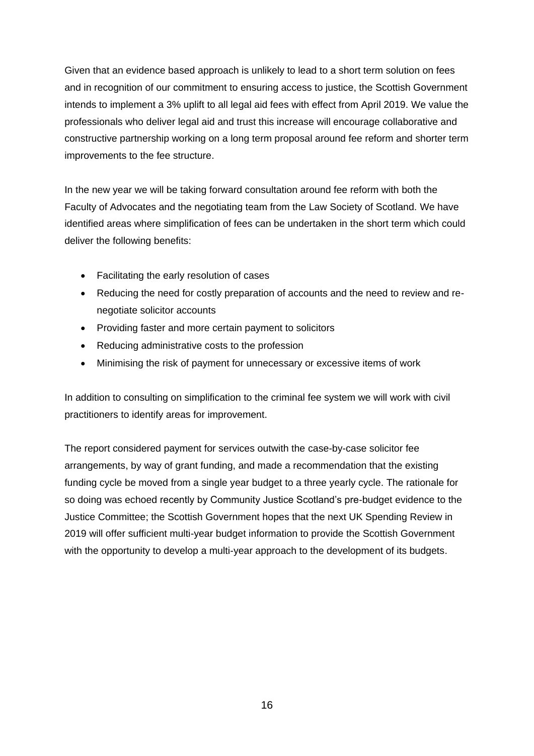Given that an evidence based approach is unlikely to lead to a short term solution on fees and in recognition of our commitment to ensuring access to justice, the Scottish Government intends to implement a 3% uplift to all legal aid fees with effect from April 2019. We value the professionals who deliver legal aid and trust this increase will encourage collaborative and constructive partnership working on a long term proposal around fee reform and shorter term improvements to the fee structure.

In the new year we will be taking forward consultation around fee reform with both the Faculty of Advocates and the negotiating team from the Law Society of Scotland. We have identified areas where simplification of fees can be undertaken in the short term which could deliver the following benefits:

- Facilitating the early resolution of cases
- Reducing the need for costly preparation of accounts and the need to review and re-negotiate solicitor accounts
- Providing faster and more certain payment to solicitors
- Reducing administrative costs to the profession
- Minimising the risk of payment for unnecessary or excessive items of work

In addition to consulting on simplification to the criminal fee system we will work with civil practitioners to identify areas for improvement.

The report considered payment for services outwith the case-by-case solicitor fee arrangements, by way of grant funding, and made a recommendation that the existing funding cycle be moved from a single year budget to a three yearly cycle. The rationale for so doing was echoed recently by Community Justice Scotland's pre-budget evidence to the Justice Committee; the Scottish Government hopes that the next UK Spending Review in 2019 will offer sufficient multi-year budget information to provide the Scottish Government with the opportunity to develop a multi-year approach to the development of its budgets.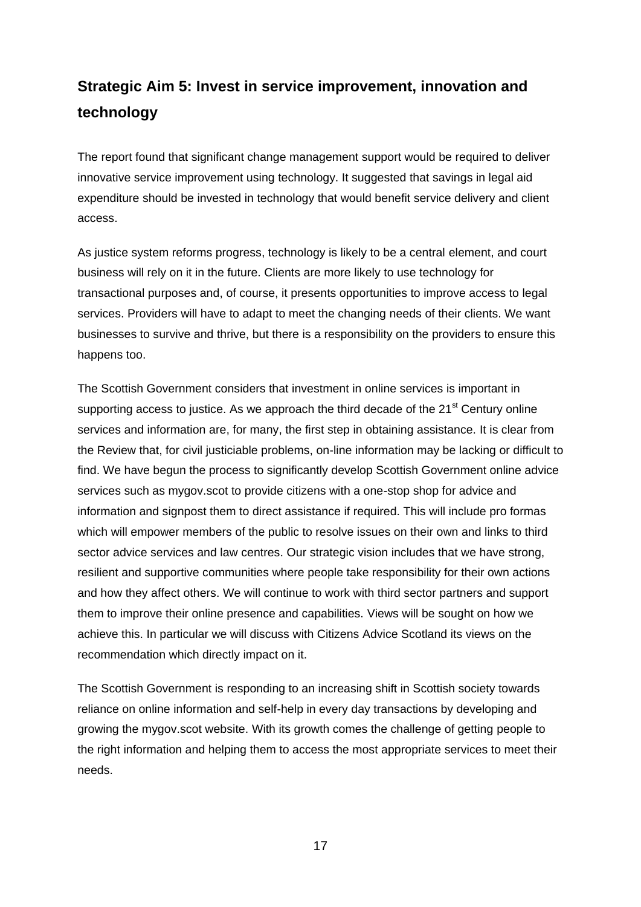## Strategic Aim 5: Invest in service improvement, innovation and technology

The report found that significant change management support would be required to deliver innovative service improvement using technology. It suggested that savings in legal aid expenditure should be invested in technology that would benefit service delivery and client access.

As justice system reforms progress, technology is likely to be a central element, and court business will rely on it in the future. Clients are more likely to use technology for transactional purposes and, of course, it presents opportunities to improve access to legal services. Providers will have to adapt to meet the changing needs of their clients. We want businesses to survive and thrive, but there is a responsibility on the providers to ensure this happens too.

The Scottish Government considers that investment in online services is important in supporting access to justice. As we approach the third decade of the 21st Century online services and information are, for many, the first step in obtaining assistance. It is clear from the Review that, for civil justiciable problems, on-line information may be lacking or difficult to find. We have begun the process to significantly develop Scottish Government online advice services such as mygov.scot to provide citizens with a one-stop shop for advice and information and signpost them to direct assistance if required. This will include pro formas which will empower members of the public to resolve issues on their own and links to third sector advice services and law centres. Our strategic vision includes that we have strong, resilient and supportive communities where people take responsibility for their own actions and how they affect others. We will continue to work with third sector partners and support them to improve their online presence and capabilities. Views will be sought on how we achieve this. In particular we will discuss with Citizens Advice Scotland its views on the recommendation which directly impact on it.

The Scottish Government is responding to an increasing shift in Scottish society towards reliance on online information and self-help in every day transactions by developing and growing the mygov.scot website. With its growth comes the challenge of getting people to the right information and helping them to access the most appropriate services to meet their needs.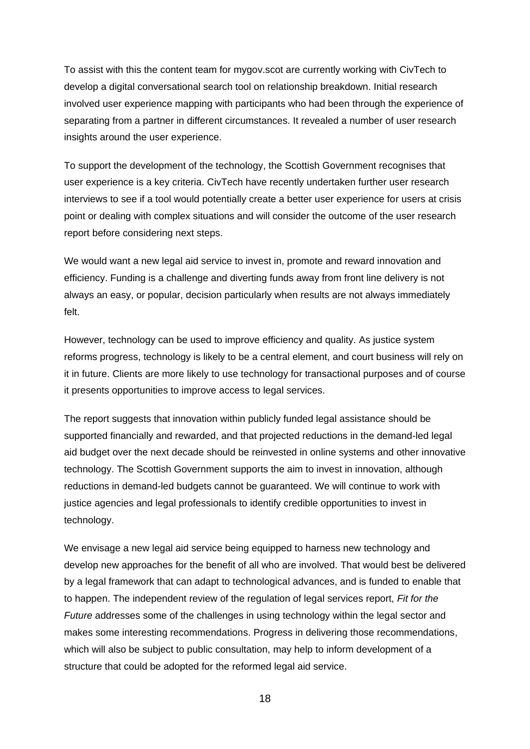To assist with this the content team for mygov.scot are currently working with CivTech to develop a digital conversational search tool on relationship breakdown. Initial research involved user experience mapping with participants who had been through the experience of separating from a partner in different circumstances. It revealed a number of user research insights around the user experience.

To support the development of the technology, the Scottish Government recognises that user experience is a key criteria. CivTech have recently undertaken further user research interviews to see if a tool would potentially create a better user experience for users at crisis point or dealing with complex situations and will consider the outcome of the user research report before considering next steps.

We would want a new legal aid service to invest in, promote and reward innovation and efficiency. Funding is a challenge and diverting funds away from front line delivery is not always an easy, or popular, decision particularly when results are not always immediately felt.

However, technology can be used to improve efficiency and quality. As justice system reforms progress, technology is likely to be a central element, and court business will rely on it in future. Clients are more likely to use technology for transactional purposes and of course it presents opportunities to improve access to legal services.

The report suggests that innovation within publicly funded legal assistance should be supported financially and rewarded, and that projected reductions in the demand-led legal aid budget over the next decade should be reinvested in online systems and other innovative technology. The Scottish Government supports the aim to invest in innovation, although reductions in demand-led budgets cannot be guaranteed. We will continue to work with justice agencies and legal professionals to identify credible opportunities to invest in technology.

We envisage a new legal aid service being equipped to harness new technology and develop new approaches for the benefit of all who are involved. That would best be delivered by a legal framework that can adapt to technological advances, and is funded to enable that to happen. The independent review of the regulation of legal services report, *Fit for the Future* addresses some of the challenges in using technology within the legal sector and makes some interesting recommendations. Progress in delivering those recommendations, which will also be subject to public consultation, may help to inform development of a structure that could be adopted for the reformed legal aid service.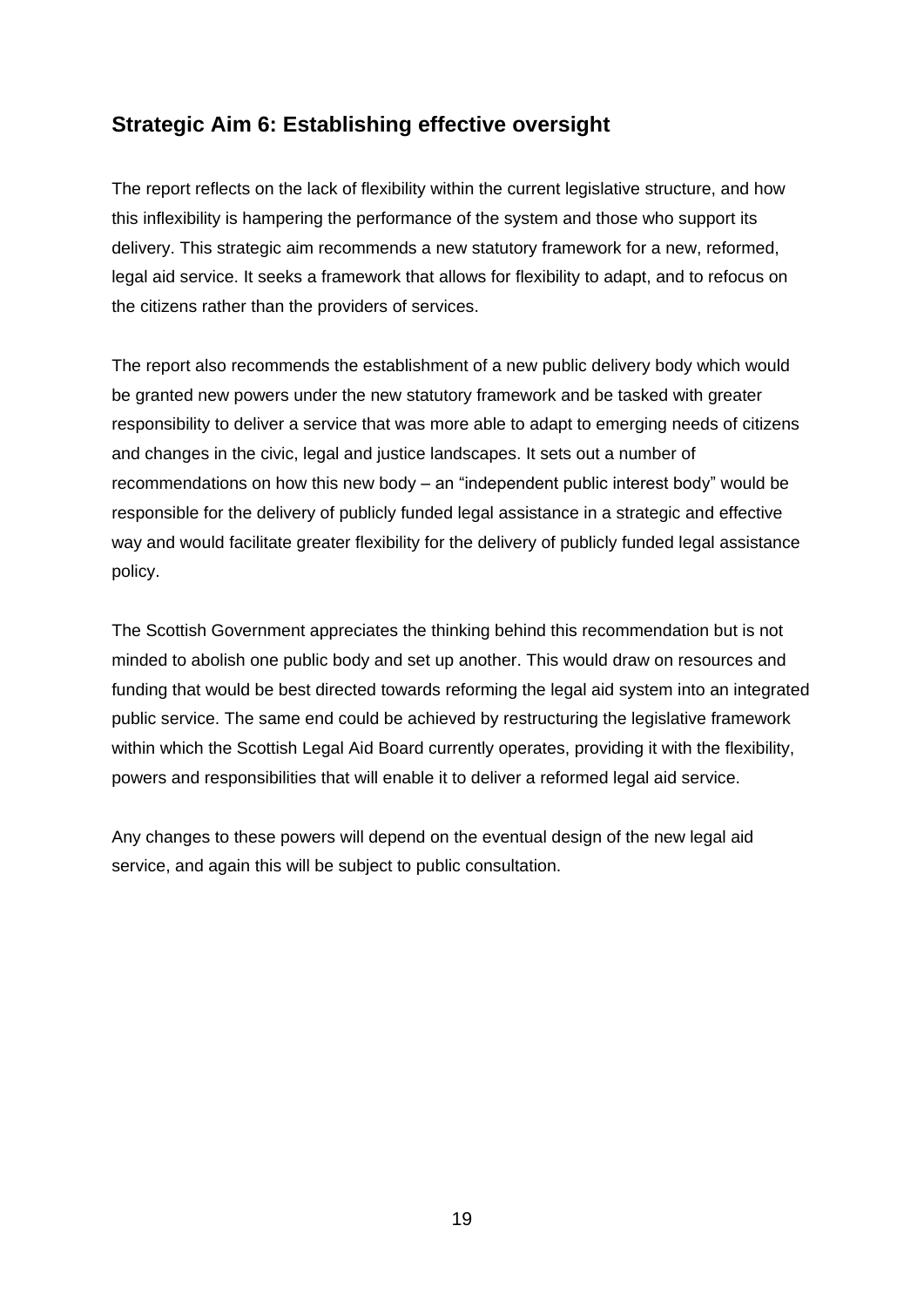## Strategic Aim 6: Establishing effective oversight

The report reflects on the lack of flexibility within the current legislative structure, and how this inflexibility is hampering the performance of the system and those who support its delivery. This strategic aim recommends a new statutory framework for a new, reformed, legal aid service. It seeks a framework that allows for flexibility to adapt, and to refocus on the citizens rather than the providers of services.

The report also recommends the establishment of a new public delivery body which would be granted new powers under the new statutory framework and be tasked with greater responsibility to deliver a service that was more able to adapt to emerging needs of citizens and changes in the civic, legal and justice landscapes. It sets out a number of recommendations on how this new body – an "independent public interest body" would be responsible for the delivery of publicly funded legal assistance in a strategic and effective way and would facilitate greater flexibility for the delivery of publicly funded legal assistance policy.

The Scottish Government appreciates the thinking behind this recommendation but is not minded to abolish one public body and set up another. This would draw on resources and funding that would be best directed towards reforming the legal aid system into an integrated public service. The same end could be achieved by restructuring the legislative framework within which the Scottish Legal Aid Board currently operates, providing it with the flexibility, powers and responsibilities that will enable it to deliver a reformed legal aid service.

Any changes to these powers will depend on the eventual design of the new legal aid service, and again this will be subject to public consultation.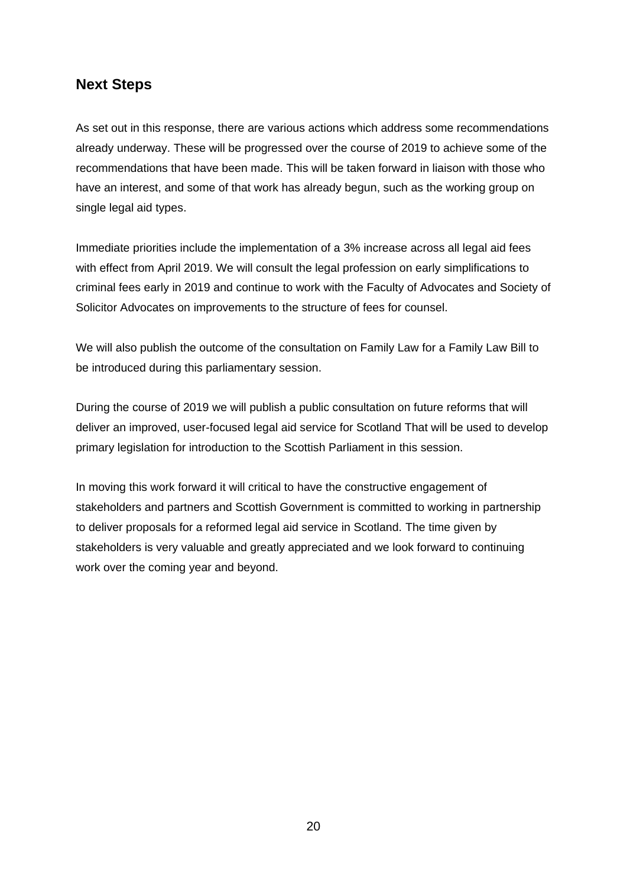## Next Steps

As set out in this response, there are various actions which address some recommendations already underway. These will be progressed over the course of 2019 to achieve some of the recommendations that have been made. This will be taken forward in liaison with those who have an interest, and some of that work has already begun, such as the working group on single legal aid types.

Immediate priorities include the implementation of a 3% increase across all legal aid fees with effect from April 2019. We will consult the legal profession on early simplifications to criminal fees early in 2019 and continue to work with the Faculty of Advocates and Society of Solicitor Advocates on improvements to the structure of fees for counsel.

We will also publish the outcome of the consultation on Family Law for a Family Law Bill to be introduced during this parliamentary session.

During the course of 2019 we will publish a public consultation on future reforms that will deliver an improved, user-focused legal aid service for Scotland That will be used to develop primary legislation for introduction to the Scottish Parliament in this session.

In moving this work forward it will critical to have the constructive engagement of stakeholders and partners and Scottish Government is committed to working in partnership to deliver proposals for a reformed legal aid service in Scotland. The time given by stakeholders is very valuable and greatly appreciated and we look forward to continuing work over the coming year and beyond.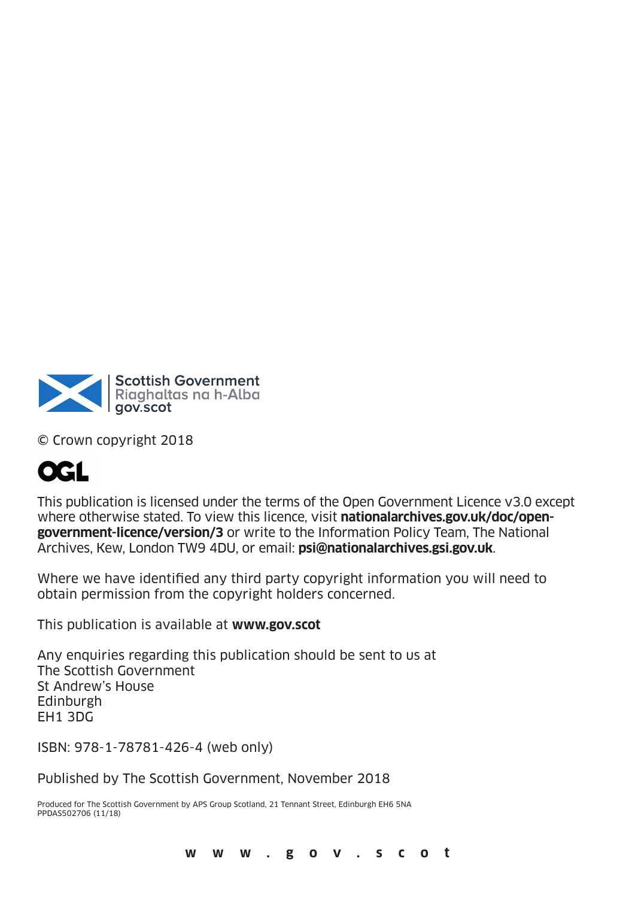Scottish Government
Riaghaltas na h-Alba
gov.scot

© Crown copyright 2018

OGL

This publication is licensed under the terms of the Open Government Licence v3.0 except where otherwise stated. To view this licence, visit **nationalarchives.gov.uk/doc/open-government-licence/version/3** or write to the Information Policy Team, The National Archives, Kew, London TW9 4DU, or email: **psi@nationalarchives.gsi.gov.uk**.

Where we have identified any third party copyright information you will need to obtain permission from the copyright holders concerned.

This publication is available at **www.gov.scot**

Any enquiries regarding this publication should be sent to us at
The Scottish Government
St Andrew's House
Edinburgh
EH1 3DG

ISBN: 978-1-78781-426-4 (web only)

Published by The Scottish Government, November 2018

Produced for The Scottish Government by APS Group Scotland, 21 Tennant Street, Edinburgh EH6 5NA
PPDAS502706 (11/18)

**w w w . g o v . s c o t**